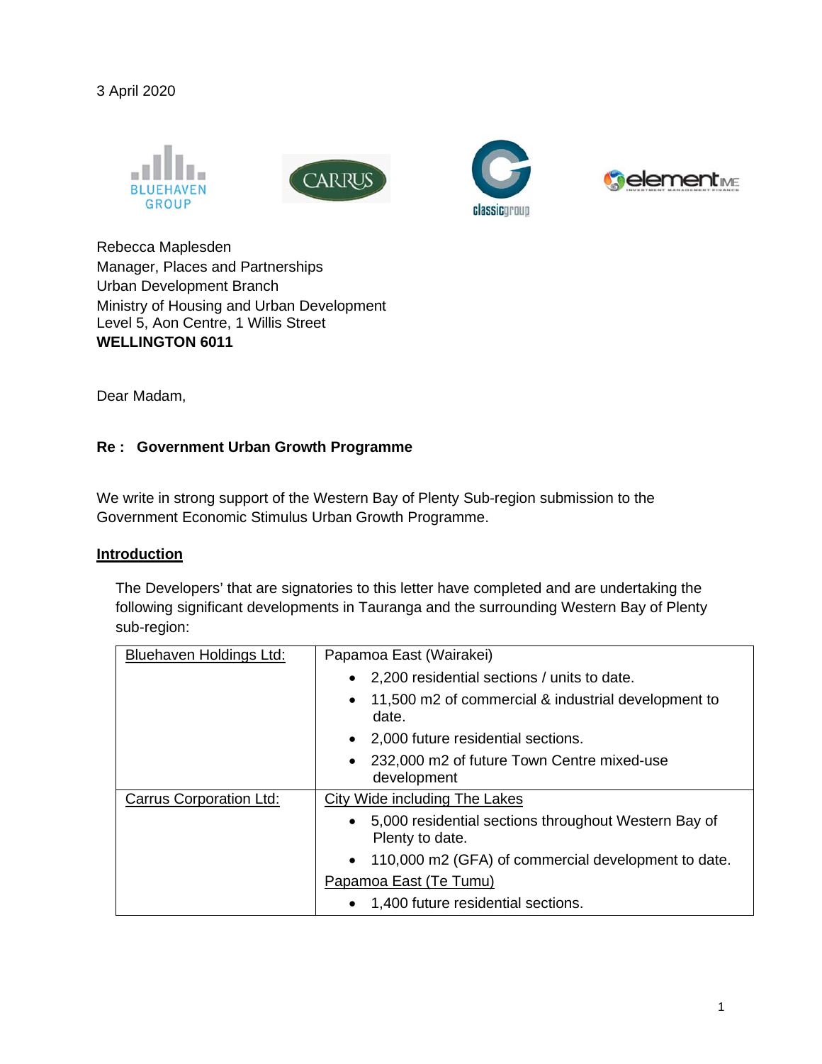3 April 2020

Rebecca Maplesden
Manager, Places and Partnerships
Urban Development Branch
Ministry of Housing and Urban Development
Level 5, Aon Centre, 1 Willis Street
**WELLINGTON 6011**

Dear Madam,

**Re : Government Urban Growth Programme**

We write in strong support of the Western Bay of Plenty Sub-region submission to the Government Economic Stimulus Urban Growth Programme.

## Introduction

The Developers' that are signatories to this letter have completed and are undertaking the following significant developments in Tauranga and the surrounding Western Bay of Plenty sub-region:

| | |
|---|---|
| Bluehaven Holdings Ltd: | Papamoa East (Wairakei)<br>• 2,200 residential sections / units to date.<br>• 11,500 m2 of commercial & industrial development to date.<br>• 2,000 future residential sections.<br>• 232,000 m2 of future Town Centre mixed-use development |
| Carrus Corporation Ltd: | City Wide including The Lakes<br>• 5,000 residential sections throughout Western Bay of Plenty to date.<br>• 110,000 m2 (GFA) of commercial development to date.<br>Papamoa East (Te Tumu)<br>• 1,400 future residential sections. |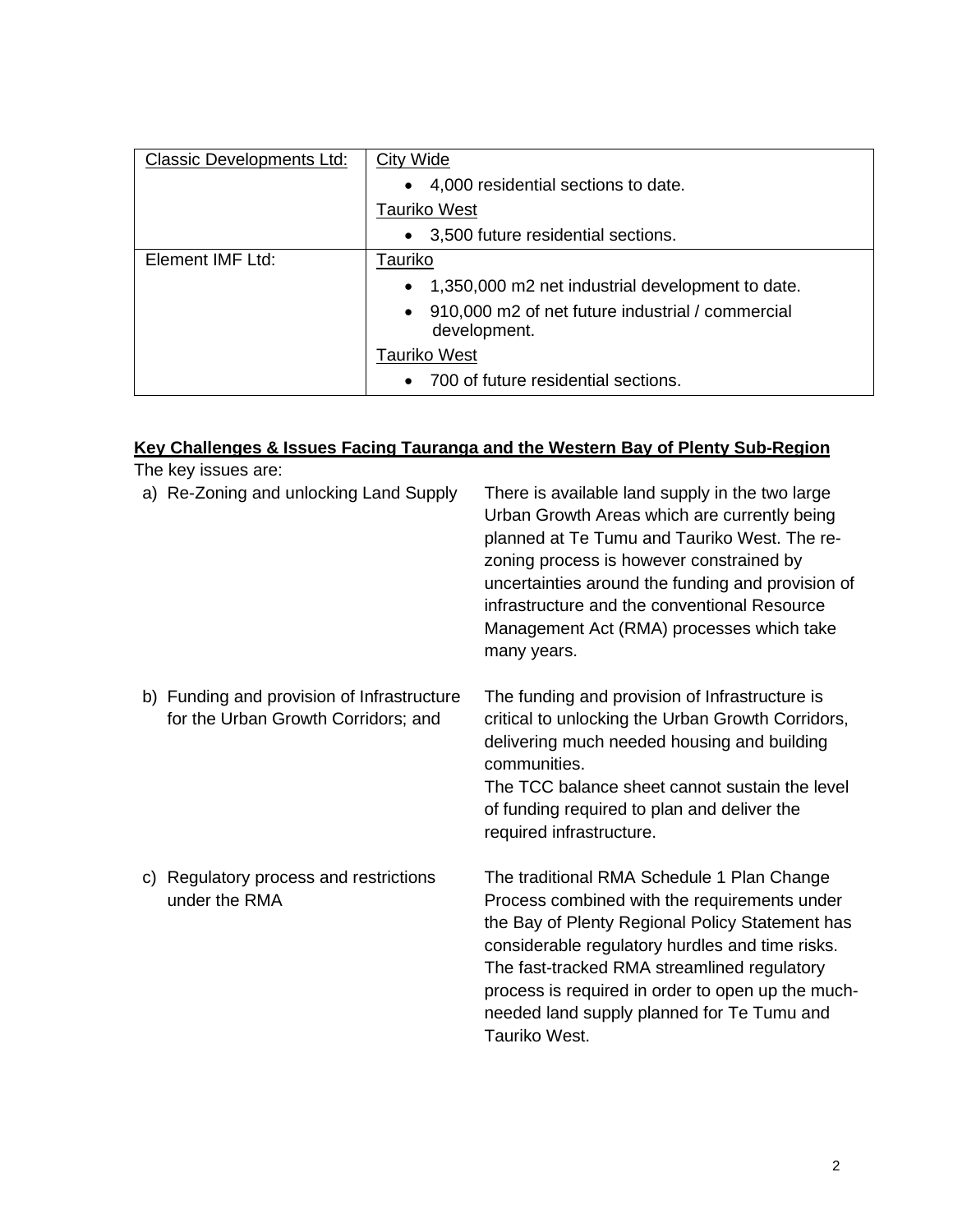| Classic Developments Ltd: | City Wide<br>• 4,000 residential sections to date.<br>Tauriko West<br>• 3,500 future residential sections. |
|---|---|
| Element IMF Ltd: | Tauriko<br>• 1,350,000 m2 net industrial development to date.<br>• 910,000 m2 of net future industrial / commercial development.<br>Tauriko West<br>• 700 of future residential sections. |

**Key Challenges & Issues Facing Tauranga and the Western Bay of Plenty Sub-Region**

The key issues are:

a) Re-Zoning and unlocking Land Supply

There is available land supply in the two large Urban Growth Areas which are currently being planned at Te Tumu and Tauriko West. The re-zoning process is however constrained by uncertainties around the funding and provision of infrastructure and the conventional Resource Management Act (RMA) processes which take many years.

b) Funding and provision of Infrastructure for the Urban Growth Corridors; and

The funding and provision of Infrastructure is critical to unlocking the Urban Growth Corridors, delivering much needed housing and building communities.

The TCC balance sheet cannot sustain the level of funding required to plan and deliver the required infrastructure.

c) Regulatory process and restrictions under the RMA

The traditional RMA Schedule 1 Plan Change Process combined with the requirements under the Bay of Plenty Regional Policy Statement has considerable regulatory hurdles and time risks. The fast-tracked RMA streamlined regulatory process is required in order to open up the much-needed land supply planned for Te Tumu and Tauriko West.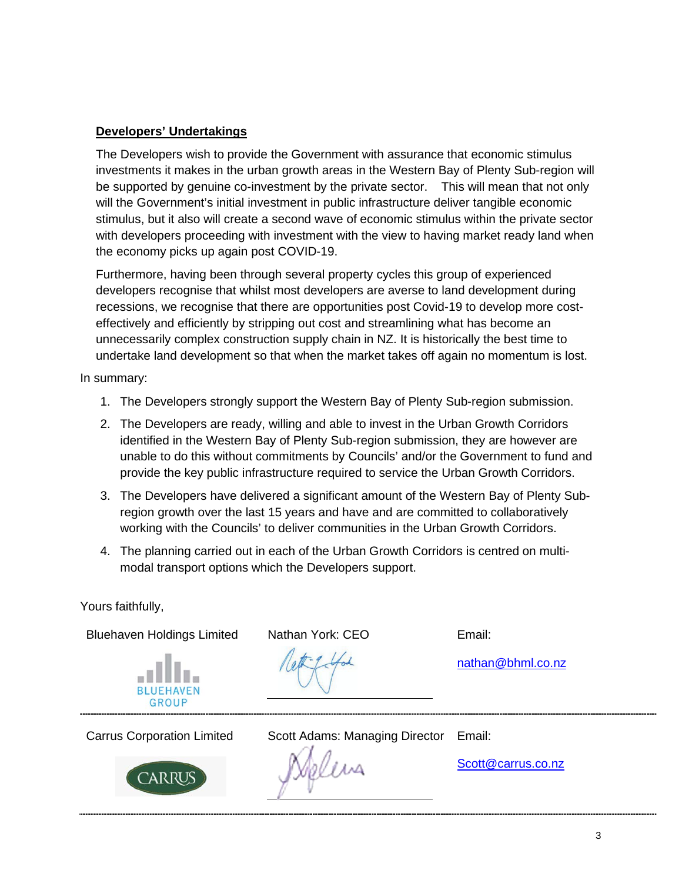**Developers' Undertakings**

The Developers wish to provide the Government with assurance that economic stimulus investments it makes in the urban growth areas in the Western Bay of Plenty Sub-region will be supported by genuine co-investment by the private sector. This will mean that not only will the Government's initial investment in public infrastructure deliver tangible economic stimulus, but it also will create a second wave of economic stimulus within the private sector with developers proceeding with investment with the view to having market ready land when the economy picks up again post COVID-19.

Furthermore, having been through several property cycles this group of experienced developers recognise that whilst most developers are averse to land development during recessions, we recognise that there are opportunities post Covid-19 to develop more cost-effectively and efficiently by stripping out cost and streamlining what has become an unnecessarily complex construction supply chain in NZ. It is historically the best time to undertake land development so that when the market takes off again no momentum is lost.

In summary:

1. The Developers strongly support the Western Bay of Plenty Sub-region submission.
2. The Developers are ready, willing and able to invest in the Urban Growth Corridors identified in the Western Bay of Plenty Sub-region submission, they are however are unable to do this without commitments by Councils' and/or the Government to fund and provide the key public infrastructure required to service the Urban Growth Corridors.
3. The Developers have delivered a significant amount of the Western Bay of Plenty Sub-region growth over the last 15 years and have and are committed to collaboratively working with the Councils' to deliver communities in the Urban Growth Corridors.
4. The planning carried out in each of the Urban Growth Corridors is centred on multi-modal transport options which the Developers support.

Yours faithfully,

| | | |
|---|---|---|
| Bluehaven Holdings Limited | Nathan York: CEO | Email: nathan@bhml.co.nz |
| Carrus Corporation Limited | Scott Adams: Managing Director | Email: Scott@carrus.co.nz |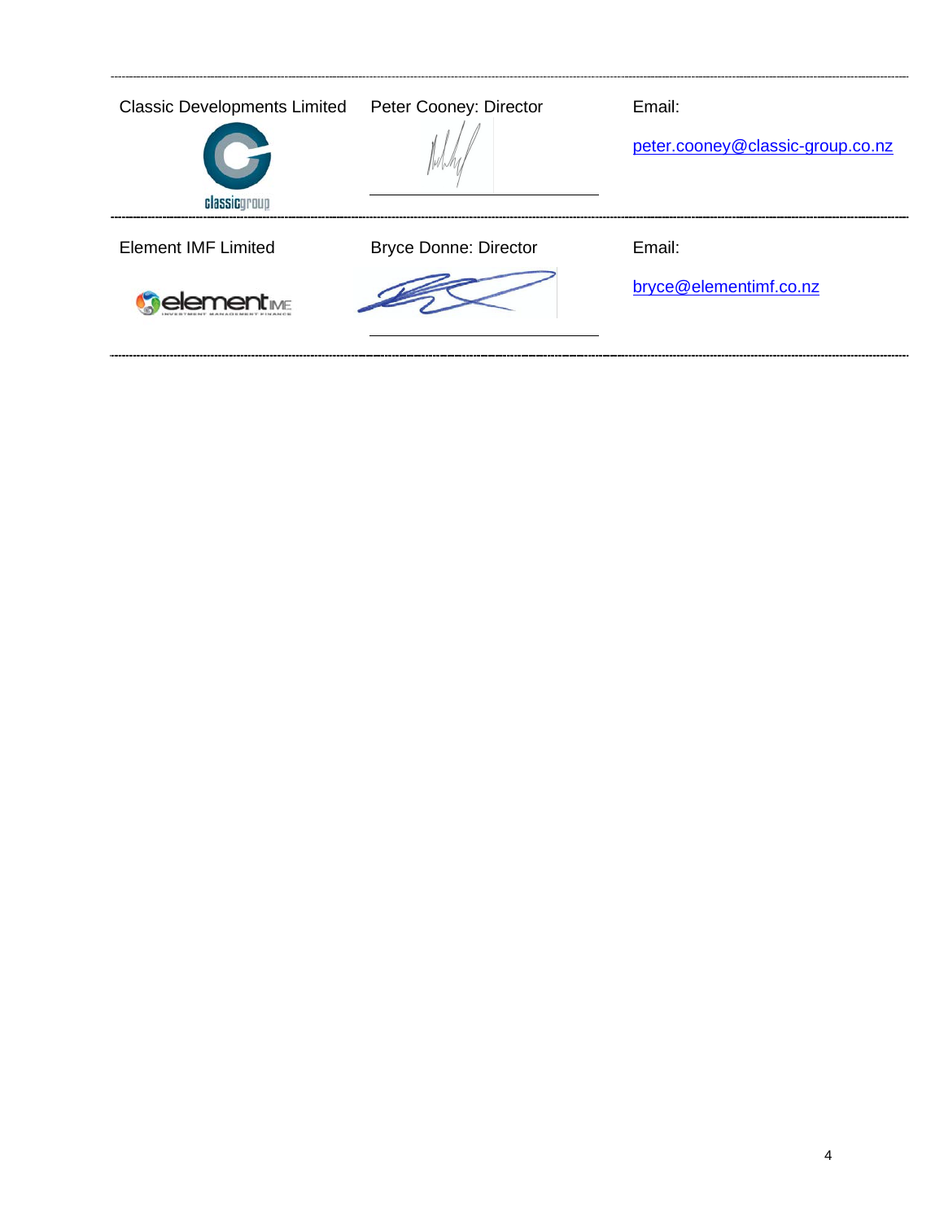| | | |
|---|---|---|
| Classic Developments Limited | Peter Cooney: Director | Email: peter.cooney@classic-group.co.nz |
| Element IMF Limited | Bryce Donne: Director | Email: bryce@elementimf.co.nz |